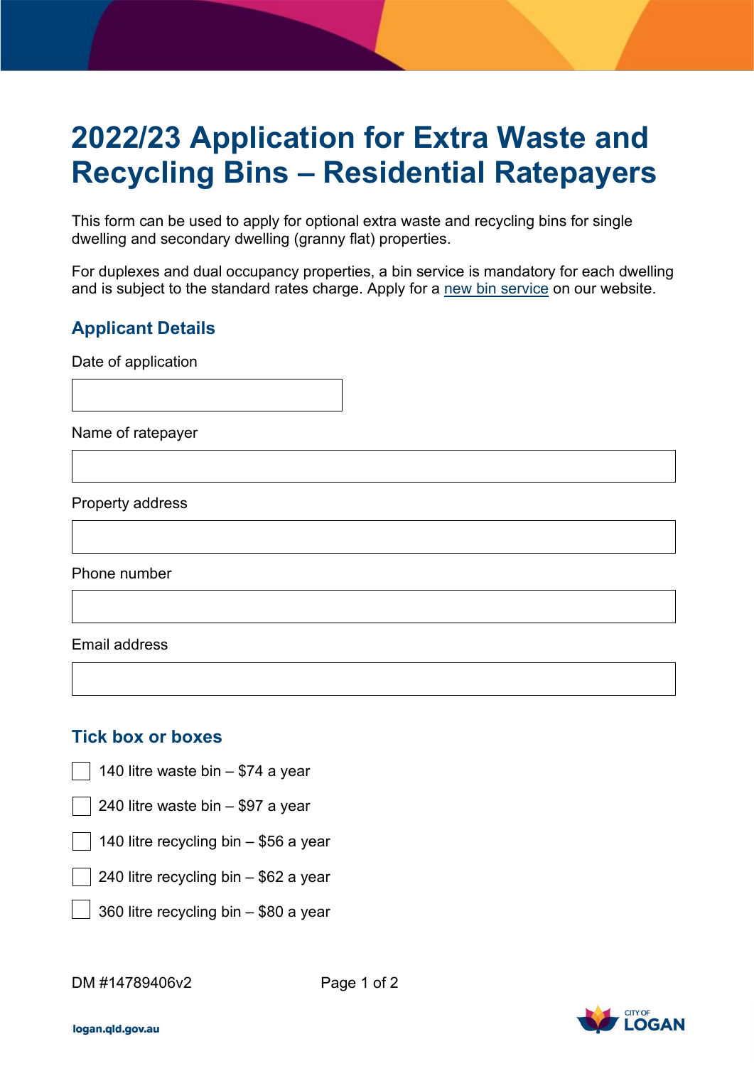# 2022/23 Application for Extra Waste and Recycling Bins – Residential Ratepayers

This form can be used to apply for optional extra waste and recycling bins for single dwelling and secondary dwelling (granny flat) properties.

For duplexes and dual occupancy properties, a bin service is mandatory for each dwelling and is subject to the standard rates charge. Apply for a new bin service on our website.

## Applicant Details

Date of application

Name of ratepayer

Property address

Phone number

Email address

## Tick box or boxes

- ☐ 140 litre waste bin – $74 a year
- ☐ 240 litre waste bin – $97 a year
- ☐ 140 litre recycling bin – $56 a year
- ☐ 240 litre recycling bin – $62 a year
- ☐ 360 litre recycling bin – $80 a year

DM #14789406v2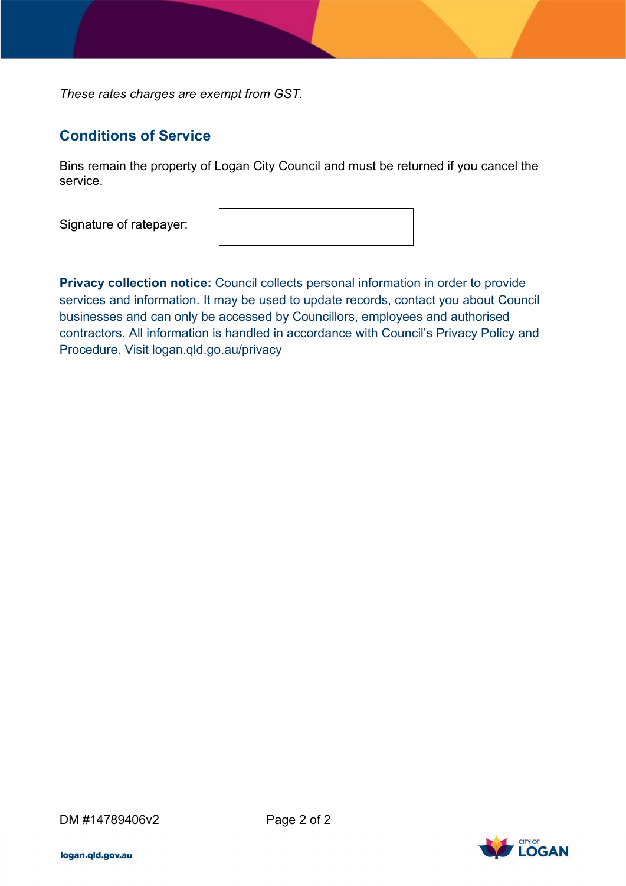*These rates charges are exempt from GST.*

## Conditions of Service

Bins remain the property of Logan City Council and must be returned if you cancel the service.

Signature of ratepayer:

**Privacy collection notice:** Council collects personal information in order to provide services and information. It may be used to update records, contact you about Council businesses and can only be accessed by Councillors, employees and authorised contractors. All information is handled in accordance with Council's Privacy Policy and Procedure. Visit logan.qld.go.au/privacy

DM #14789406v2